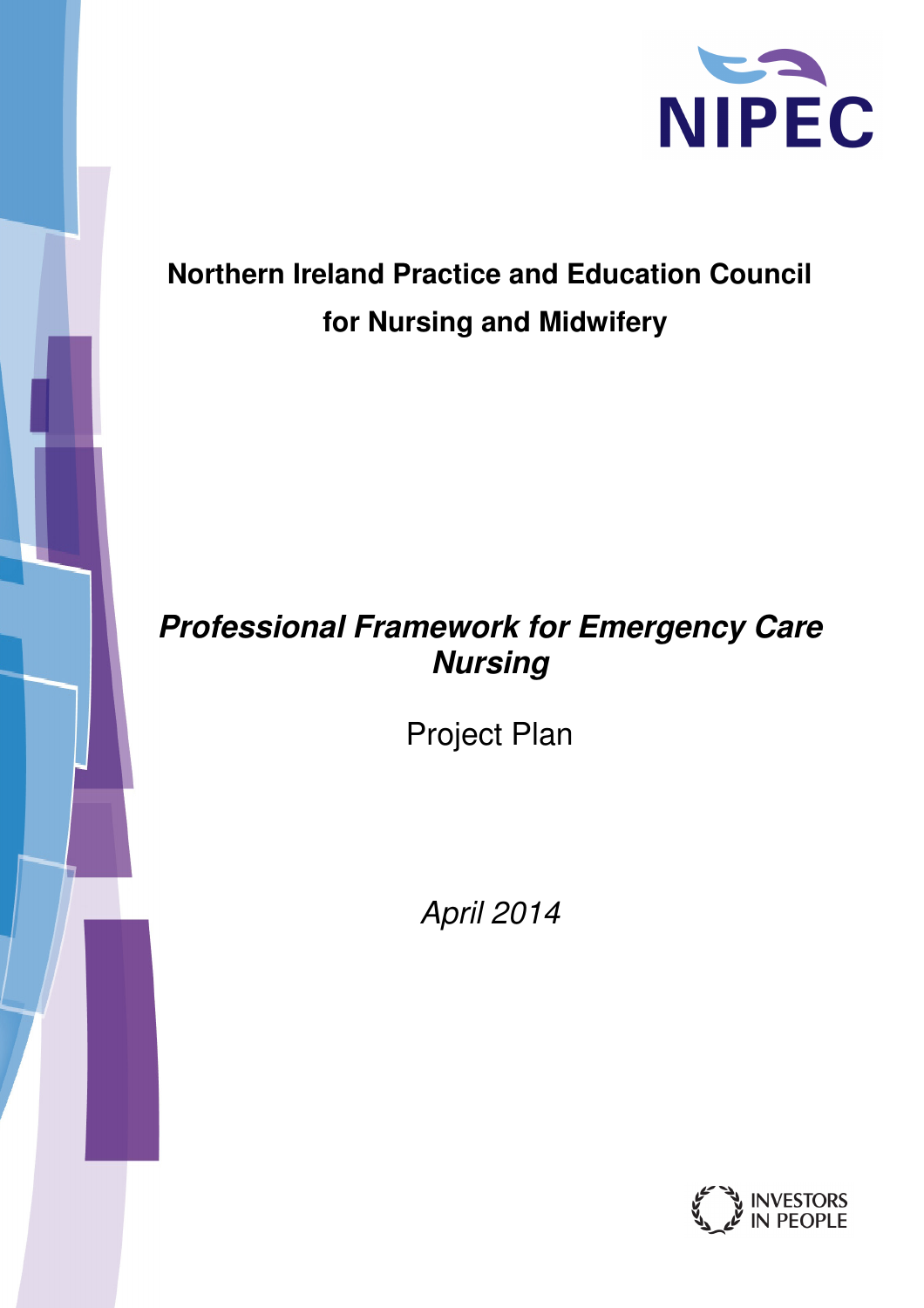NIPEC

**Northern Ireland Practice and Education Council for Nursing and Midwifery**

# *Professional Framework for Emergency Care Nursing*

Project Plan

*April 2014*

INVESTORS IN PEOPLE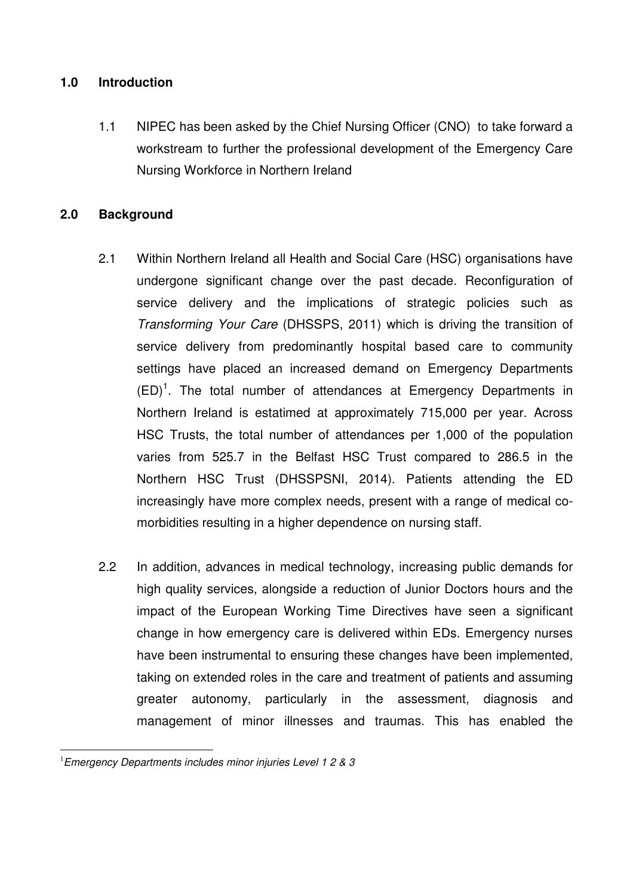## 1.0 Introduction

1.1 NIPEC has been asked by the Chief Nursing Officer (CNO) to take forward a workstream to further the professional development of the Emergency Care Nursing Workforce in Northern Ireland

## 2.0 Background

2.1 Within Northern Ireland all Health and Social Care (HSC) organisations have undergone significant change over the past decade. Reconfiguration of service delivery and the implications of strategic policies such as *Transforming Your Care* (DHSSPS, 2011) which is driving the transition of service delivery from predominantly hospital based care to community settings have placed an increased demand on Emergency Departments (ED)[1]. The total number of attendances at Emergency Departments in Northern Ireland is estatimed at approximately 715,000 per year. Across HSC Trusts, the total number of attendances per 1,000 of the population varies from 525.7 in the Belfast HSC Trust compared to 286.5 in the Northern HSC Trust (DHSSPSNI, 2014). Patients attending the ED increasingly have more complex needs, present with a range of medical co-morbidities resulting in a higher dependence on nursing staff.

2.2 In addition, advances in medical technology, increasing public demands for high quality services, alongside a reduction of Junior Doctors hours and the impact of the European Working Time Directives have seen a significant change in how emergency care is delivered within EDs. Emergency nurses have been instrumental to ensuring these changes have been implemented, taking on extended roles in the care and treatment of patients and assuming greater autonomy, particularly in the assessment, diagnosis and management of minor illnesses and traumas. This has enabled the

---

[1] *Emergency Departments includes minor injuries Level 1 2 & 3*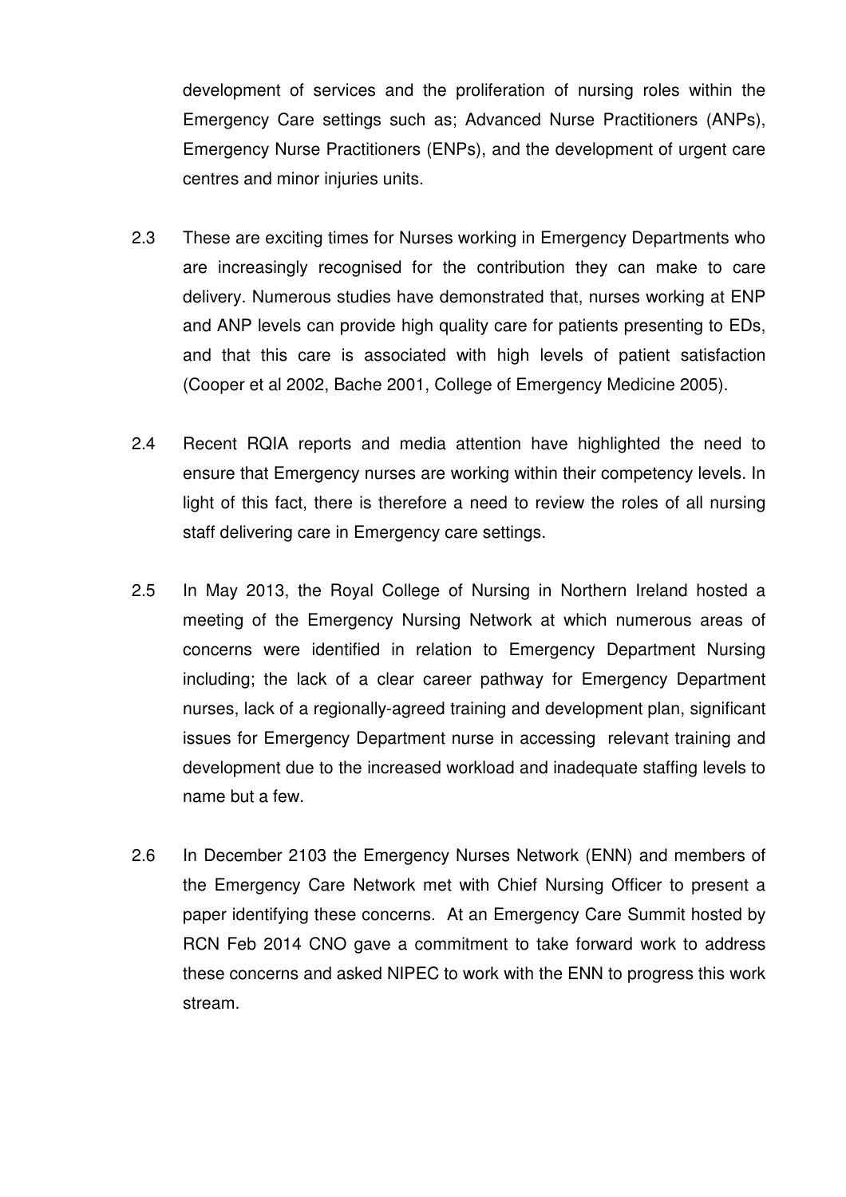development of services and the proliferation of nursing roles within the Emergency Care settings such as; Advanced Nurse Practitioners (ANPs), Emergency Nurse Practitioners (ENPs), and the development of urgent care centres and minor injuries units.

2.3 These are exciting times for Nurses working in Emergency Departments who are increasingly recognised for the contribution they can make to care delivery. Numerous studies have demonstrated that, nurses working at ENP and ANP levels can provide high quality care for patients presenting to EDs, and that this care is associated with high levels of patient satisfaction (Cooper et al 2002, Bache 2001, College of Emergency Medicine 2005).

2.4 Recent RQIA reports and media attention have highlighted the need to ensure that Emergency nurses are working within their competency levels. In light of this fact, there is therefore a need to review the roles of all nursing staff delivering care in Emergency care settings.

2.5 In May 2013, the Royal College of Nursing in Northern Ireland hosted a meeting of the Emergency Nursing Network at which numerous areas of concerns were identified in relation to Emergency Department Nursing including; the lack of a clear career pathway for Emergency Department nurses, lack of a regionally-agreed training and development plan, significant issues for Emergency Department nurse in accessing relevant training and development due to the increased workload and inadequate staffing levels to name but a few.

2.6 In December 2103 the Emergency Nurses Network (ENN) and members of the Emergency Care Network met with Chief Nursing Officer to present a paper identifying these concerns. At an Emergency Care Summit hosted by RCN Feb 2014 CNO gave a commitment to take forward work to address these concerns and asked NIPEC to work with the ENN to progress this work stream.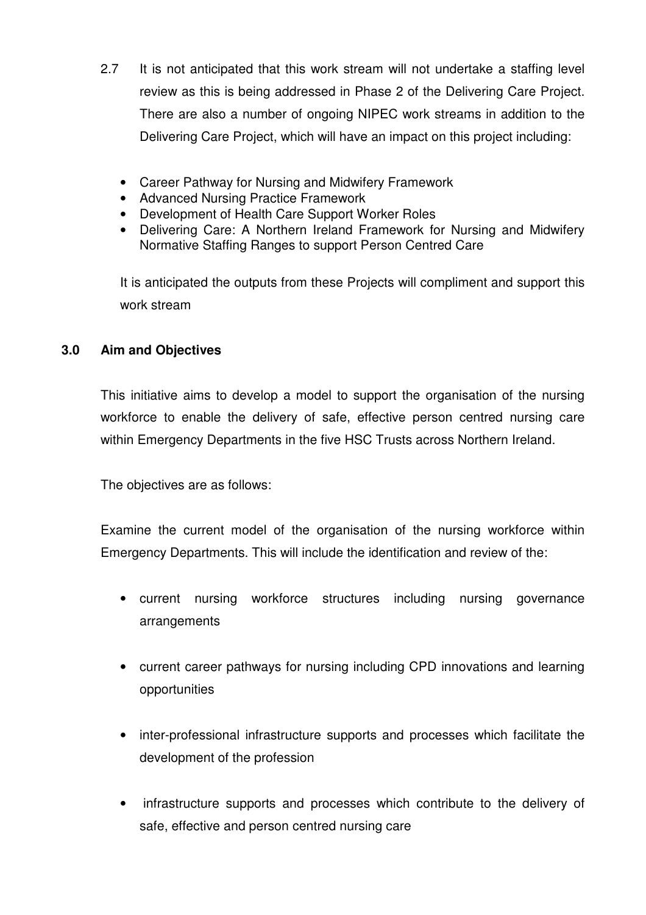2.7 It is not anticipated that this work stream will not undertake a staffing level review as this is being addressed in Phase 2 of the Delivering Care Project. There are also a number of ongoing NIPEC work streams in addition to the Delivering Care Project, which will have an impact on this project including:

- Career Pathway for Nursing and Midwifery Framework
- Advanced Nursing Practice Framework
- Development of Health Care Support Worker Roles
- Delivering Care: A Northern Ireland Framework for Nursing and Midwifery Normative Staffing Ranges to support Person Centred Care

It is anticipated the outputs from these Projects will compliment and support this work stream

## 3.0 Aim and Objectives

This initiative aims to develop a model to support the organisation of the nursing workforce to enable the delivery of safe, effective person centred nursing care within Emergency Departments in the five HSC Trusts across Northern Ireland.

The objectives are as follows:

Examine the current model of the organisation of the nursing workforce within Emergency Departments. This will include the identification and review of the:

- current nursing workforce structures including nursing governance arrangements
- current career pathways for nursing including CPD innovations and learning opportunities
- inter-professional infrastructure supports and processes which facilitate the development of the profession
- infrastructure supports and processes which contribute to the delivery of safe, effective and person centred nursing care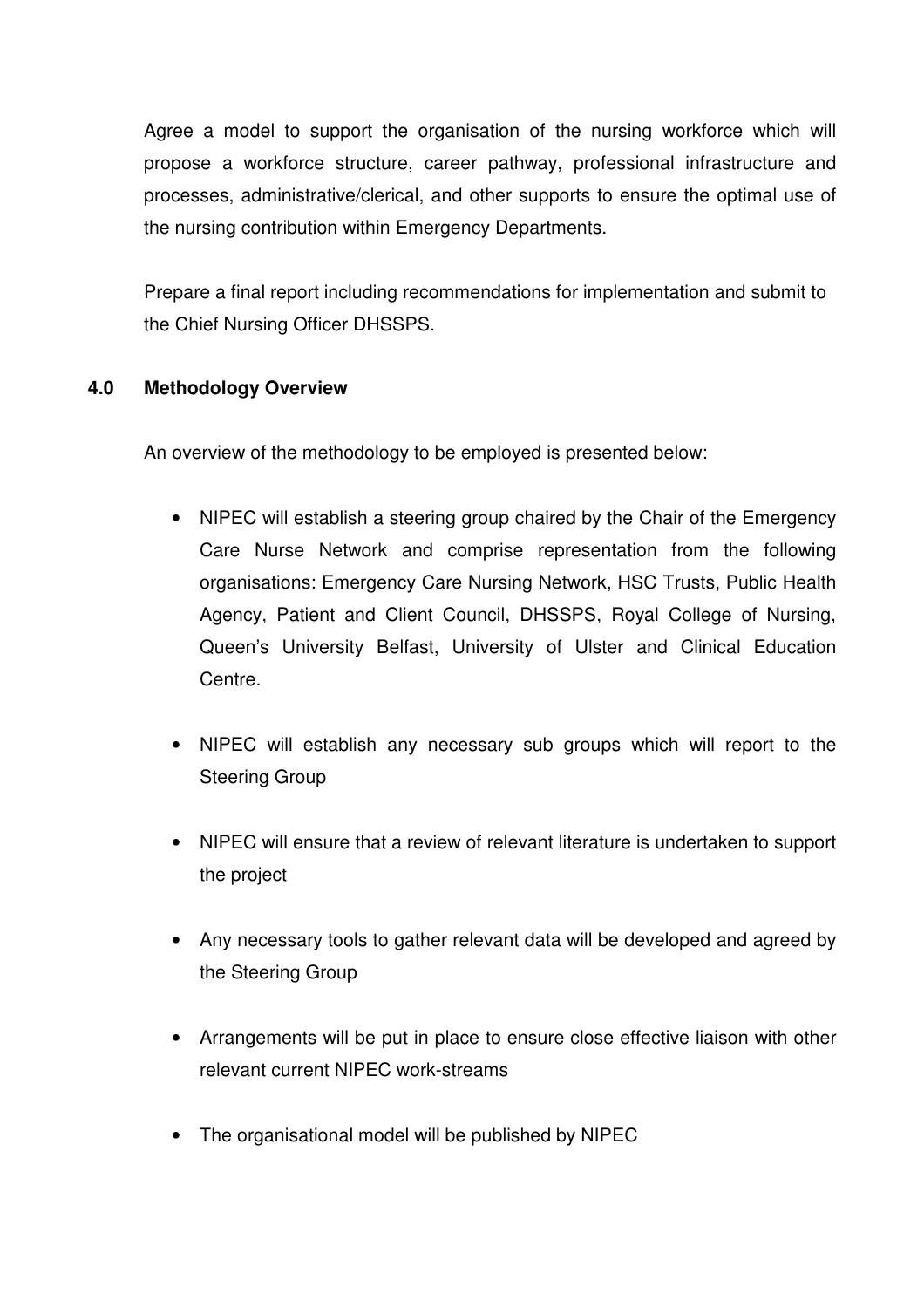Agree a model to support the organisation of the nursing workforce which will propose a workforce structure, career pathway, professional infrastructure and processes, administrative/clerical, and other supports to ensure the optimal use of the nursing contribution within Emergency Departments.

Prepare a final report including recommendations for implementation and submit to the Chief Nursing Officer DHSSPS.

## 4.0 Methodology Overview

An overview of the methodology to be employed is presented below:

- NIPEC will establish a steering group chaired by the Chair of the Emergency Care Nurse Network and comprise representation from the following organisations: Emergency Care Nursing Network, HSC Trusts, Public Health Agency, Patient and Client Council, DHSSPS, Royal College of Nursing, Queen's University Belfast, University of Ulster and Clinical Education Centre.

- NIPEC will establish any necessary sub groups which will report to the Steering Group

- NIPEC will ensure that a review of relevant literature is undertaken to support the project

- Any necessary tools to gather relevant data will be developed and agreed by the Steering Group

- Arrangements will be put in place to ensure close effective liaison with other relevant current NIPEC work-streams

- The organisational model will be published by NIPEC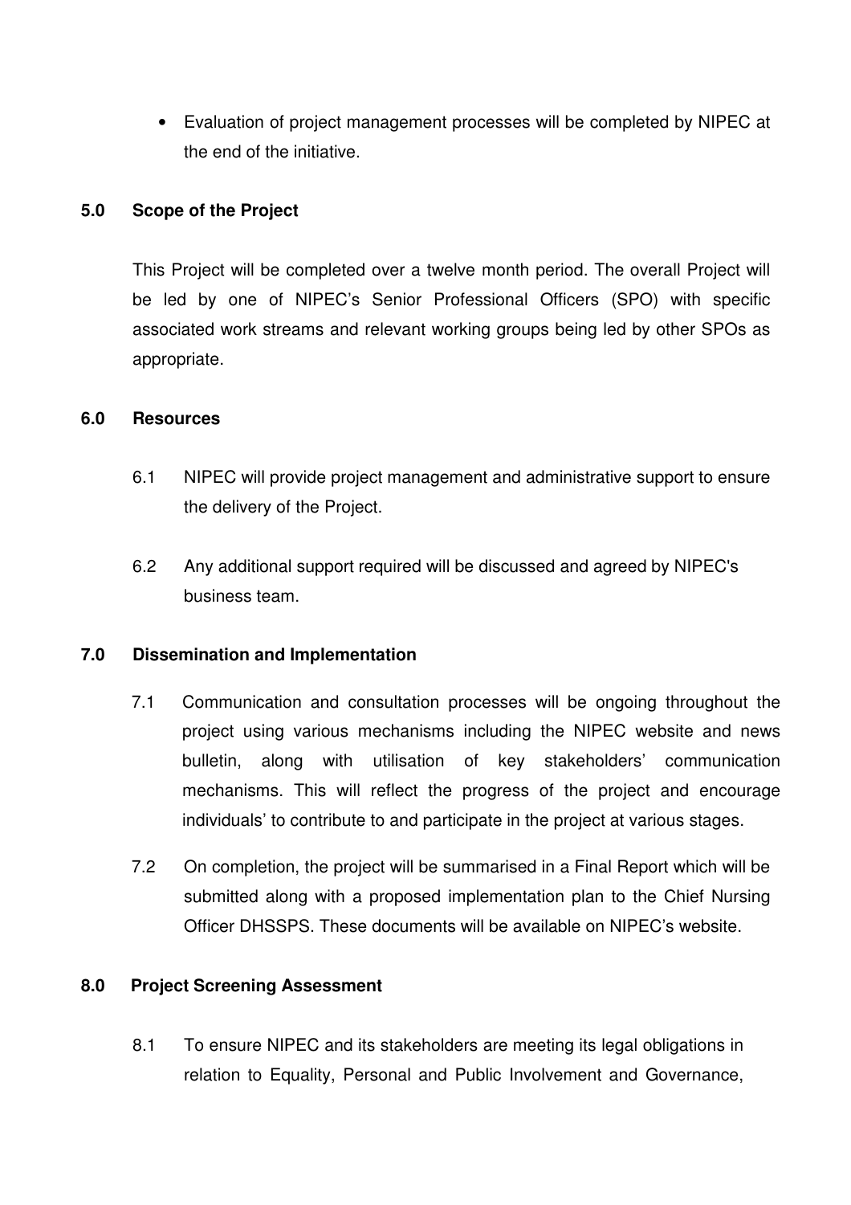- Evaluation of project management processes will be completed by NIPEC at the end of the initiative.

## 5.0 Scope of the Project

This Project will be completed over a twelve month period. The overall Project will be led by one of NIPEC's Senior Professional Officers (SPO) with specific associated work streams and relevant working groups being led by other SPOs as appropriate.

## 6.0 Resources

6.1 NIPEC will provide project management and administrative support to ensure the delivery of the Project.

6.2 Any additional support required will be discussed and agreed by NIPEC's business team.

## 7.0 Dissemination and Implementation

7.1 Communication and consultation processes will be ongoing throughout the project using various mechanisms including the NIPEC website and news bulletin, along with utilisation of key stakeholders' communication mechanisms. This will reflect the progress of the project and encourage individuals' to contribute to and participate in the project at various stages.

7.2 On completion, the project will be summarised in a Final Report which will be submitted along with a proposed implementation plan to the Chief Nursing Officer DHSSPS. These documents will be available on NIPEC's website.

## 8.0 Project Screening Assessment

8.1 To ensure NIPEC and its stakeholders are meeting its legal obligations in relation to Equality, Personal and Public Involvement and Governance,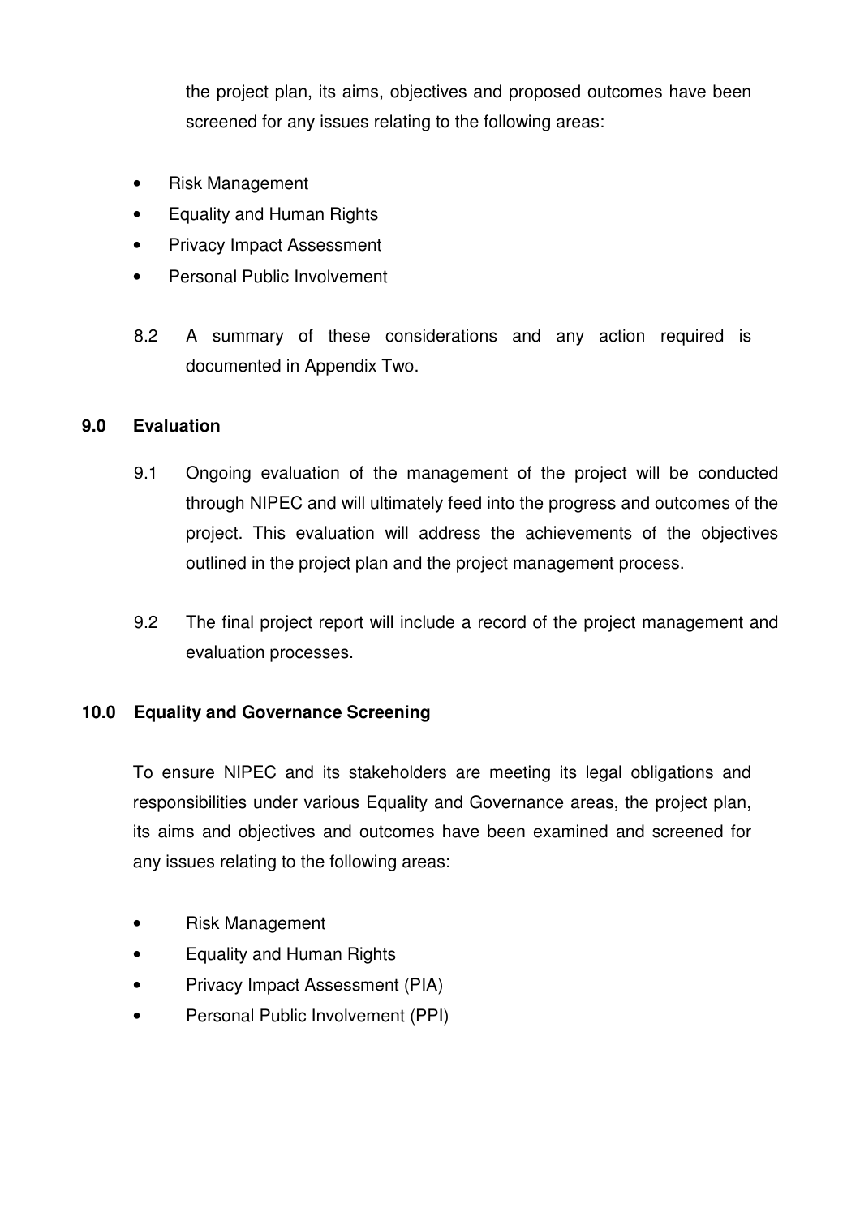the project plan, its aims, objectives and proposed outcomes have been screened for any issues relating to the following areas:

- Risk Management
- Equality and Human Rights
- Privacy Impact Assessment
- Personal Public Involvement

8.2 A summary of these considerations and any action required is documented in Appendix Two.

## 9.0 Evaluation

9.1 Ongoing evaluation of the management of the project will be conducted through NIPEC and will ultimately feed into the progress and outcomes of the project. This evaluation will address the achievements of the objectives outlined in the project plan and the project management process.

9.2 The final project report will include a record of the project management and evaluation processes.

## 10.0 Equality and Governance Screening

To ensure NIPEC and its stakeholders are meeting its legal obligations and responsibilities under various Equality and Governance areas, the project plan, its aims and objectives and outcomes have been examined and screened for any issues relating to the following areas:

- Risk Management
- Equality and Human Rights
- Privacy Impact Assessment (PIA)
- Personal Public Involvement (PPI)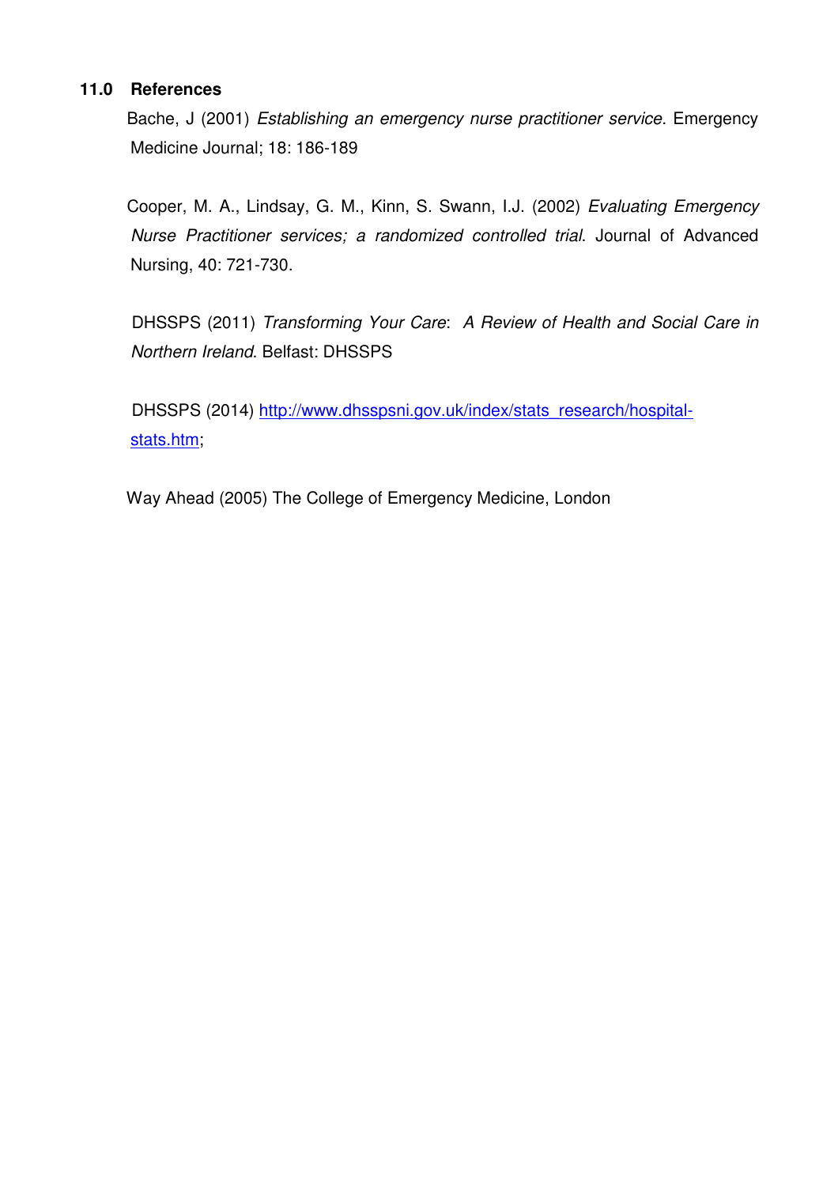## 11.0 References

Bache, J (2001) *Establishing an emergency nurse practitioner service.* Emergency Medicine Journal; 18: 186-189

Cooper, M. A., Lindsay, G. M., Kinn, S. Swann, I.J. (2002) *Evaluating Emergency Nurse Practitioner services; a randomized controlled trial*. Journal of Advanced Nursing, 40: 721-730.

DHSSPS (2011) *Transforming Your Care*: *A Review of Health and Social Care in Northern Ireland*. Belfast: DHSSPS

DHSSPS (2014) [http://www.dhsspsni.gov.uk/index/stats_research/hospital-stats.htm](http://www.dhsspsni.gov.uk/index/stats_research/hospital-stats.htm);

Way Ahead (2005) The College of Emergency Medicine, London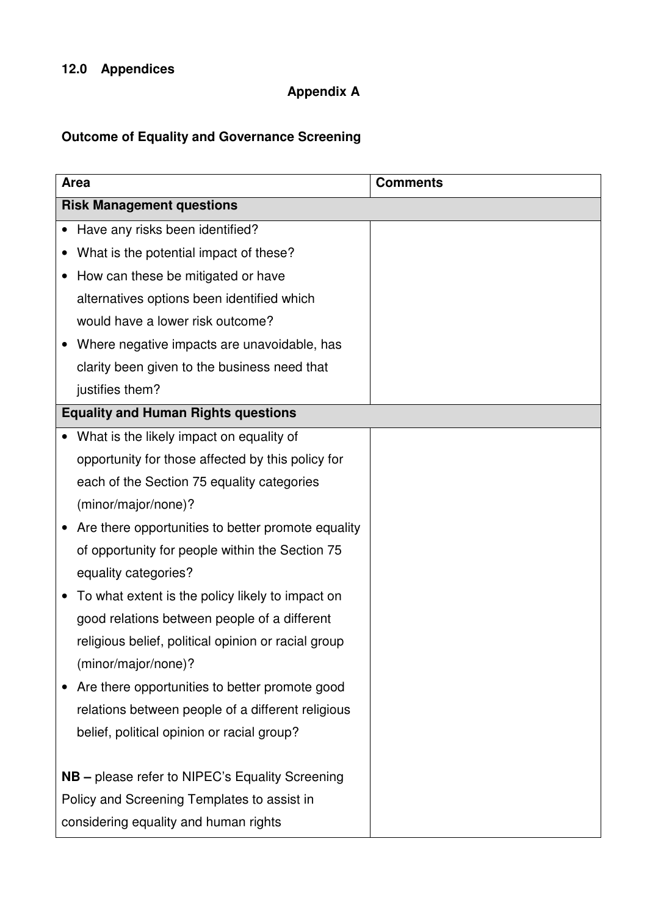## 12.0 Appendices

### Appendix A

**Outcome of Equality and Governance Screening**

| **Area** | **Comments** |
|---|---|
| **Risk Management questions** | |
| • Have any risks been identified?<br>• What is the potential impact of these?<br>• How can these be mitigated or have alternatives options been identified which would have a lower risk outcome?<br>• Where negative impacts are unavoidable, has clarity been given to the business need that justifies them? | |
| **Equality and Human Rights questions** | |
| • What is the likely impact on equality of opportunity for those affected by this policy for each of the Section 75 equality categories (minor/major/none)?<br>• Are there opportunities to better promote equality of opportunity for people within the Section 75 equality categories?<br>• To what extent is the policy likely to impact on good relations between people of a different religious belief, political opinion or racial group (minor/major/none)?<br>• Are there opportunities to better promote good relations between people of a different religious belief, political opinion or racial group?<br><br>**NB –** please refer to NIPEC's Equality Screening Policy and Screening Templates to assist in considering equality and human rights | |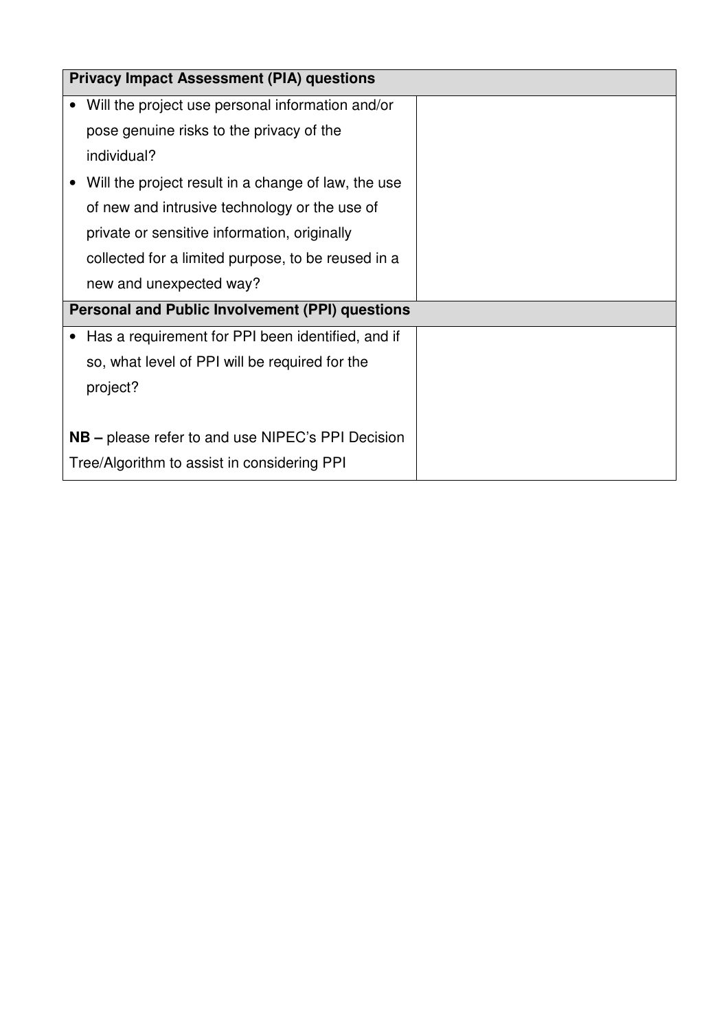| Privacy Impact Assessment (PIA) questions | |
|---|---|
| • Will the project use personal information and/or pose genuine risks to the privacy of the individual?<br>• Will the project result in a change of law, the use of new and intrusive technology or the use of private or sensitive information, originally collected for a limited purpose, to be reused in a new and unexpected way? | |
| **Personal and Public Involvement (PPI) questions** | |
| • Has a requirement for PPI been identified, and if so, what level of PPI will be required for the project?<br><br>**NB –** please refer to and use NIPEC's PPI Decision Tree/Algorithm to assist in considering PPI | |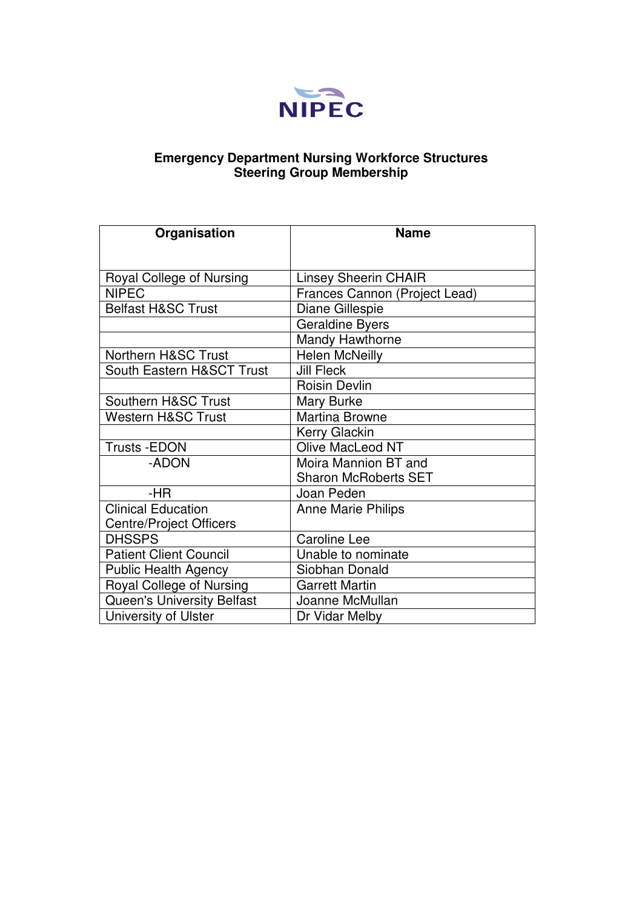NIPEC

**Emergency Department Nursing Workforce Structures**
**Steering Group Membership**

| Organisation | Name |
| --- | --- |
| Royal College of Nursing | Linsey Sheerin CHAIR |
| NIPEC | Frances Cannon (Project Lead) |
| Belfast H&SC Trust | Diane Gillespie |
| | Geraldine Byers |
| | Mandy Hawthorne |
| Northern H&SC Trust | Helen McNeilly |
| South Eastern H&SCT Trust | Jill Fleck |
| | Roisin Devlin |
| Southern H&SC Trust | Mary Burke |
| Western H&SC Trust | Martina Browne |
| | Kerry Glackin |
| Trusts -EDON | Olive MacLeod NT |
| -ADON | Moira Mannion BT and Sharon McRoberts SET |
| -HR | Joan Peden |
| Clinical Education Centre/Project Officers | Anne Marie Philips |
| DHSSPS | Caroline Lee |
| Patient Client Council | Unable to nominate |
| Public Health Agency | Siobhan Donald |
| Royal College of Nursing | Garrett Martin |
| Queen's University Belfast | Joanne McMullan |
| University of Ulster | Dr Vidar Melby |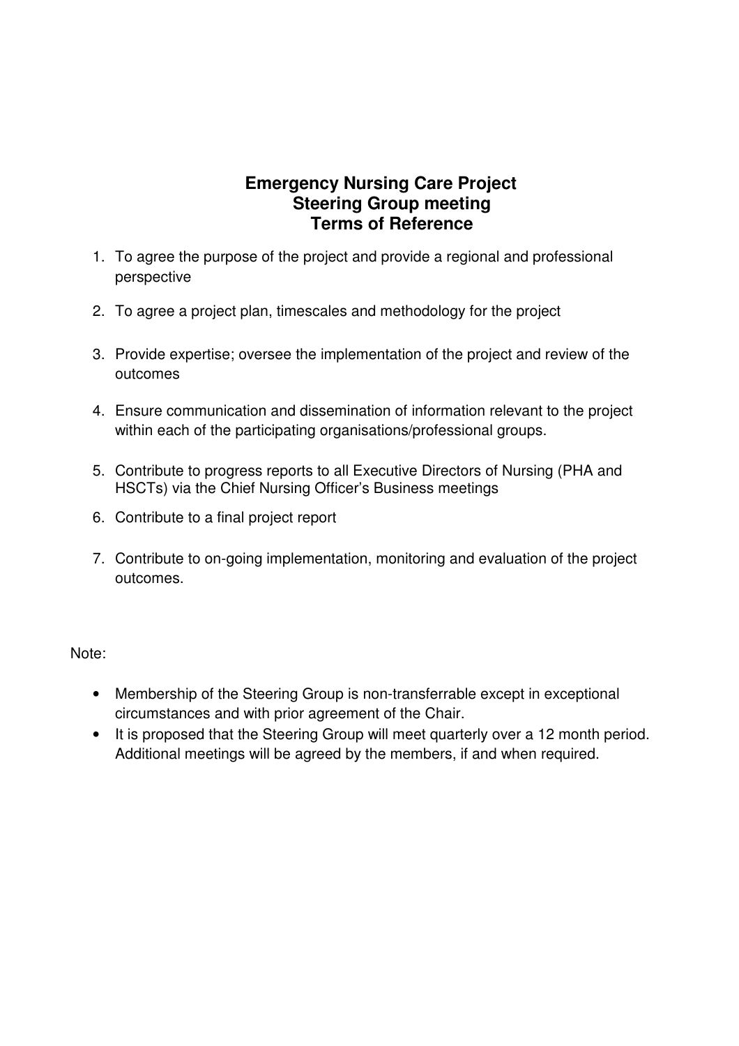# Emergency Nursing Care Project
## Steering Group meeting
## Terms of Reference

1. To agree the purpose of the project and provide a regional and professional perspective
2. To agree a project plan, timescales and methodology for the project
3. Provide expertise; oversee the implementation of the project and review of the outcomes
4. Ensure communication and dissemination of information relevant to the project within each of the participating organisations/professional groups.
5. Contribute to progress reports to all Executive Directors of Nursing (PHA and HSCTs) via the Chief Nursing Officer's Business meetings
6. Contribute to a final project report
7. Contribute to on-going implementation, monitoring and evaluation of the project outcomes.

Note:

- Membership of the Steering Group is non-transferrable except in exceptional circumstances and with prior agreement of the Chair.
- It is proposed that the Steering Group will meet quarterly over a 12 month period. Additional meetings will be agreed by the members, if and when required.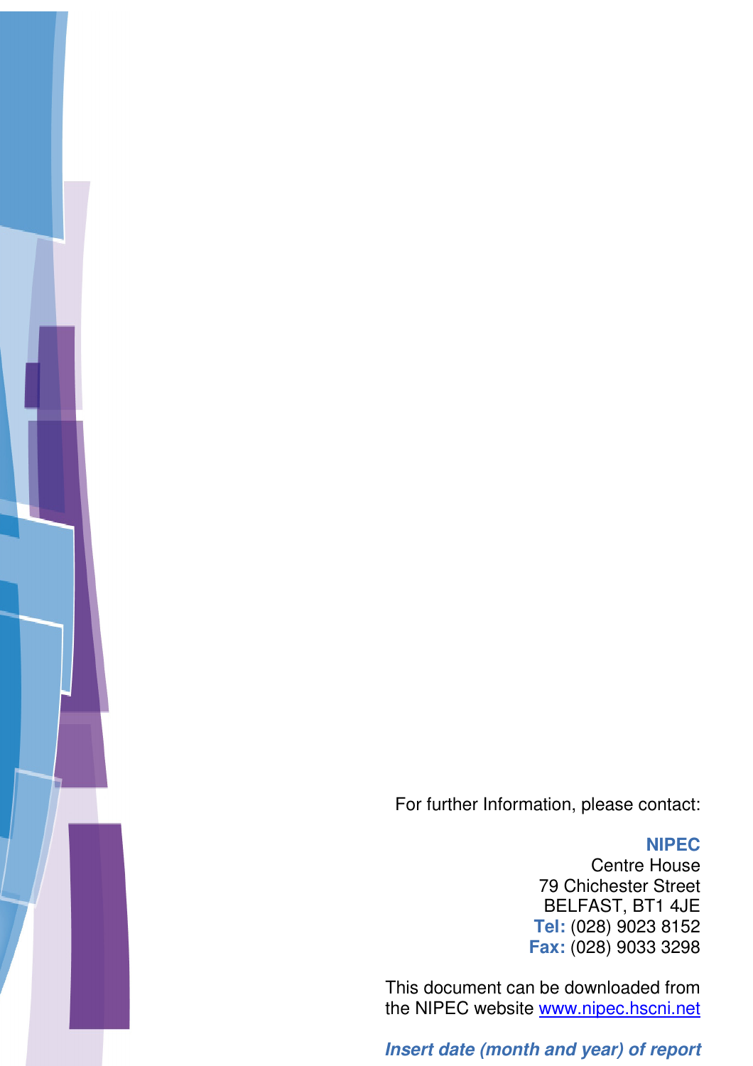For further Information, please contact:

**NIPEC**
Centre House
79 Chichester Street
BELFAST, BT1 4JE
**Tel:** (028) 9023 8152
**Fax:** (028) 9033 3298

This document can be downloaded from the NIPEC website www.nipec.hscni.net

***Insert date (month and year) of report***